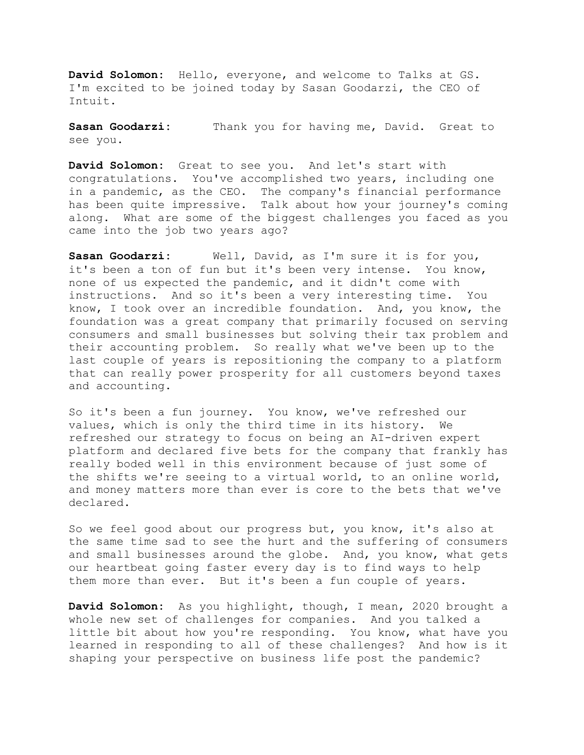**David Solomon:** Hello, everyone, and welcome to Talks at GS. I'm excited to be joined today by Sasan Goodarzi, the CEO of Intuit.

**Sasan Goodarzi:** Thank you for having me, David. Great to see you.

**David Solomon:** Great to see you. And let's start with congratulations. You've accomplished two years, including one in a pandemic, as the CEO. The company's financial performance has been quite impressive. Talk about how your journey's coming along. What are some of the biggest challenges you faced as you came into the job two years ago?

**Sasan Goodarzi:** Well, David, as I'm sure it is for you, it's been a ton of fun but it's been very intense. You know, none of us expected the pandemic, and it didn't come with instructions. And so it's been a very interesting time. You know, I took over an incredible foundation. And, you know, the foundation was a great company that primarily focused on serving consumers and small businesses but solving their tax problem and their accounting problem. So really what we've been up to the last couple of years is repositioning the company to a platform that can really power prosperity for all customers beyond taxes and accounting.

So it's been a fun journey. You know, we've refreshed our values, which is only the third time in its history. We refreshed our strategy to focus on being an AI-driven expert platform and declared five bets for the company that frankly has really boded well in this environment because of just some of the shifts we're seeing to a virtual world, to an online world, and money matters more than ever is core to the bets that we've declared.

So we feel good about our progress but, you know, it's also at the same time sad to see the hurt and the suffering of consumers and small businesses around the globe. And, you know, what gets our heartbeat going faster every day is to find ways to help them more than ever. But it's been a fun couple of years.

**David Solomon:** As you highlight, though, I mean, 2020 brought a whole new set of challenges for companies. And you talked a little bit about how you're responding. You know, what have you learned in responding to all of these challenges? And how is it shaping your perspective on business life post the pandemic?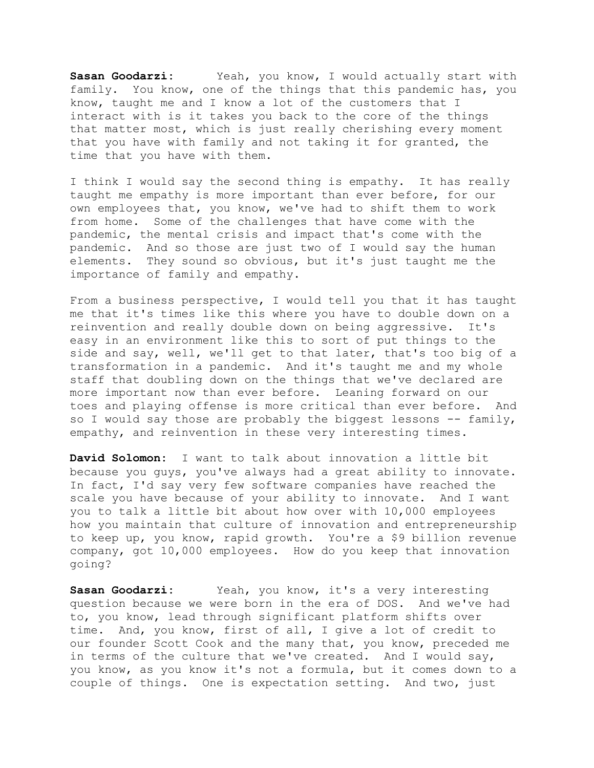**Sasan Goodarzi:** Yeah, you know, I would actually start with family. You know, one of the things that this pandemic has, you know, taught me and I know a lot of the customers that I interact with is it takes you back to the core of the things that matter most, which is just really cherishing every moment that you have with family and not taking it for granted, the time that you have with them.

I think I would say the second thing is empathy. It has really taught me empathy is more important than ever before, for our own employees that, you know, we've had to shift them to work from home. Some of the challenges that have come with the pandemic, the mental crisis and impact that's come with the pandemic. And so those are just two of I would say the human elements. They sound so obvious, but it's just taught me the importance of family and empathy.

From a business perspective, I would tell you that it has taught me that it's times like this where you have to double down on a reinvention and really double down on being aggressive. It's easy in an environment like this to sort of put things to the side and say, well, we'll get to that later, that's too big of a transformation in a pandemic. And it's taught me and my whole staff that doubling down on the things that we've declared are more important now than ever before. Leaning forward on our toes and playing offense is more critical than ever before. And so I would say those are probably the biggest lessons -- family, empathy, and reinvention in these very interesting times.

**David Solomon:** I want to talk about innovation a little bit because you guys, you've always had a great ability to innovate. In fact, I'd say very few software companies have reached the scale you have because of your ability to innovate. And I want you to talk a little bit about how over with 10,000 employees how you maintain that culture of innovation and entrepreneurship to keep up, you know, rapid growth. You're a $9 billion revenue company, got 10,000 employees. How do you keep that innovation going?

**Sasan Goodarzi:** Yeah, you know, it's a very interesting question because we were born in the era of DOS. And we've had to, you know, lead through significant platform shifts over time. And, you know, first of all, I give a lot of credit to our founder Scott Cook and the many that, you know, preceded me in terms of the culture that we've created. And I would say, you know, as you know it's not a formula, but it comes down to a couple of things. One is expectation setting. And two, just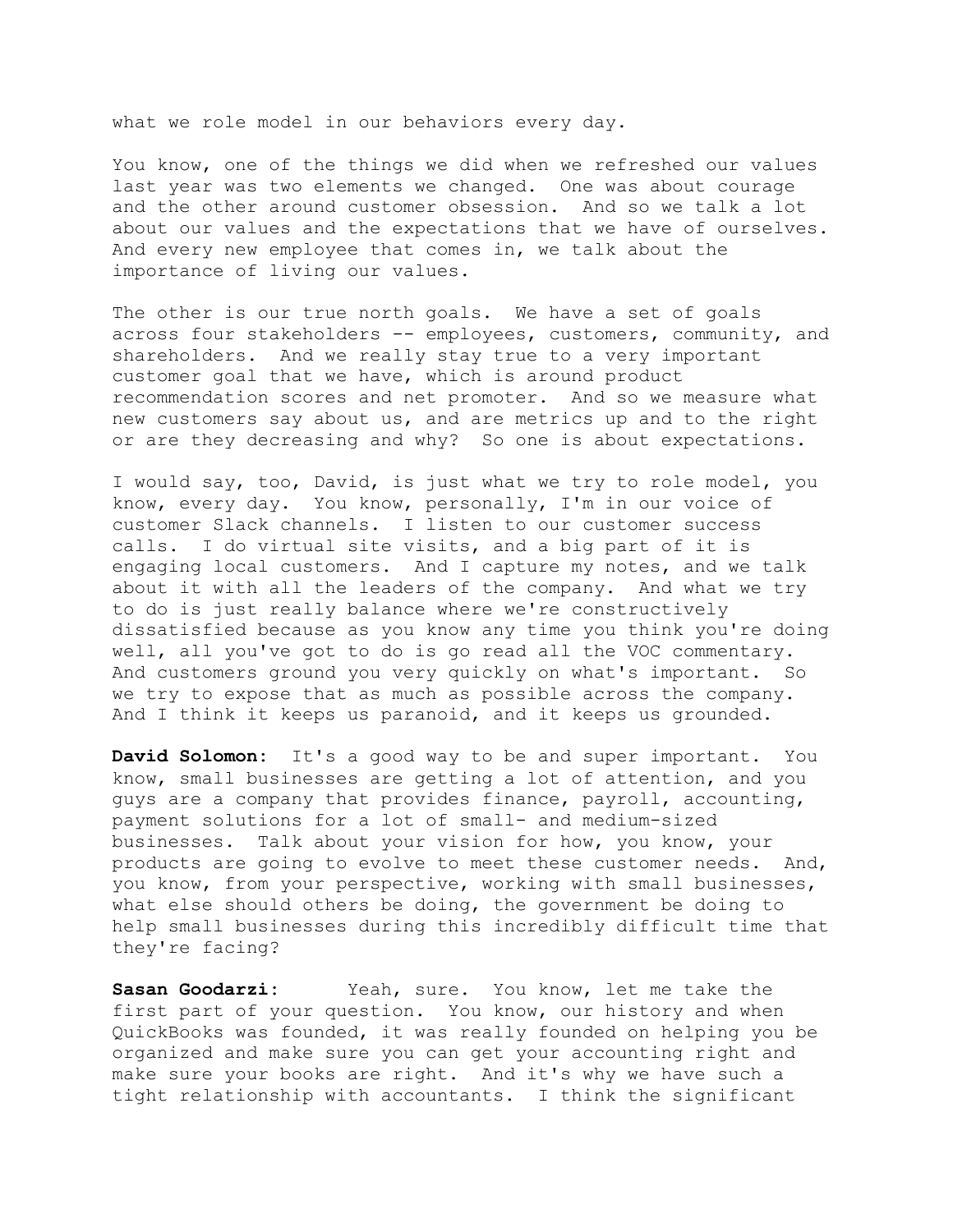what we role model in our behaviors every day.

You know, one of the things we did when we refreshed our values last year was two elements we changed. One was about courage and the other around customer obsession. And so we talk a lot about our values and the expectations that we have of ourselves. And every new employee that comes in, we talk about the importance of living our values.

The other is our true north goals. We have a set of goals across four stakeholders -- employees, customers, community, and shareholders. And we really stay true to a very important customer goal that we have, which is around product recommendation scores and net promoter. And so we measure what new customers say about us, and are metrics up and to the right or are they decreasing and why? So one is about expectations.

I would say, too, David, is just what we try to role model, you know, every day. You know, personally, I'm in our voice of customer Slack channels. I listen to our customer success calls. I do virtual site visits, and a big part of it is engaging local customers. And I capture my notes, and we talk about it with all the leaders of the company. And what we try to do is just really balance where we're constructively dissatisfied because as you know any time you think you're doing well, all you've got to do is go read all the VOC commentary. And customers ground you very quickly on what's important. So we try to expose that as much as possible across the company. And I think it keeps us paranoid, and it keeps us grounded.

**David Solomon:** It's a good way to be and super important. You know, small businesses are getting a lot of attention, and you guys are a company that provides finance, payroll, accounting, payment solutions for a lot of small- and medium-sized businesses. Talk about your vision for how, you know, your products are going to evolve to meet these customer needs. And, you know, from your perspective, working with small businesses, what else should others be doing, the government be doing to help small businesses during this incredibly difficult time that they're facing?

**Sasan Goodarzi:** Yeah, sure. You know, let me take the first part of your question. You know, our history and when QuickBooks was founded, it was really founded on helping you be organized and make sure you can get your accounting right and make sure your books are right. And it's why we have such a tight relationship with accountants. I think the significant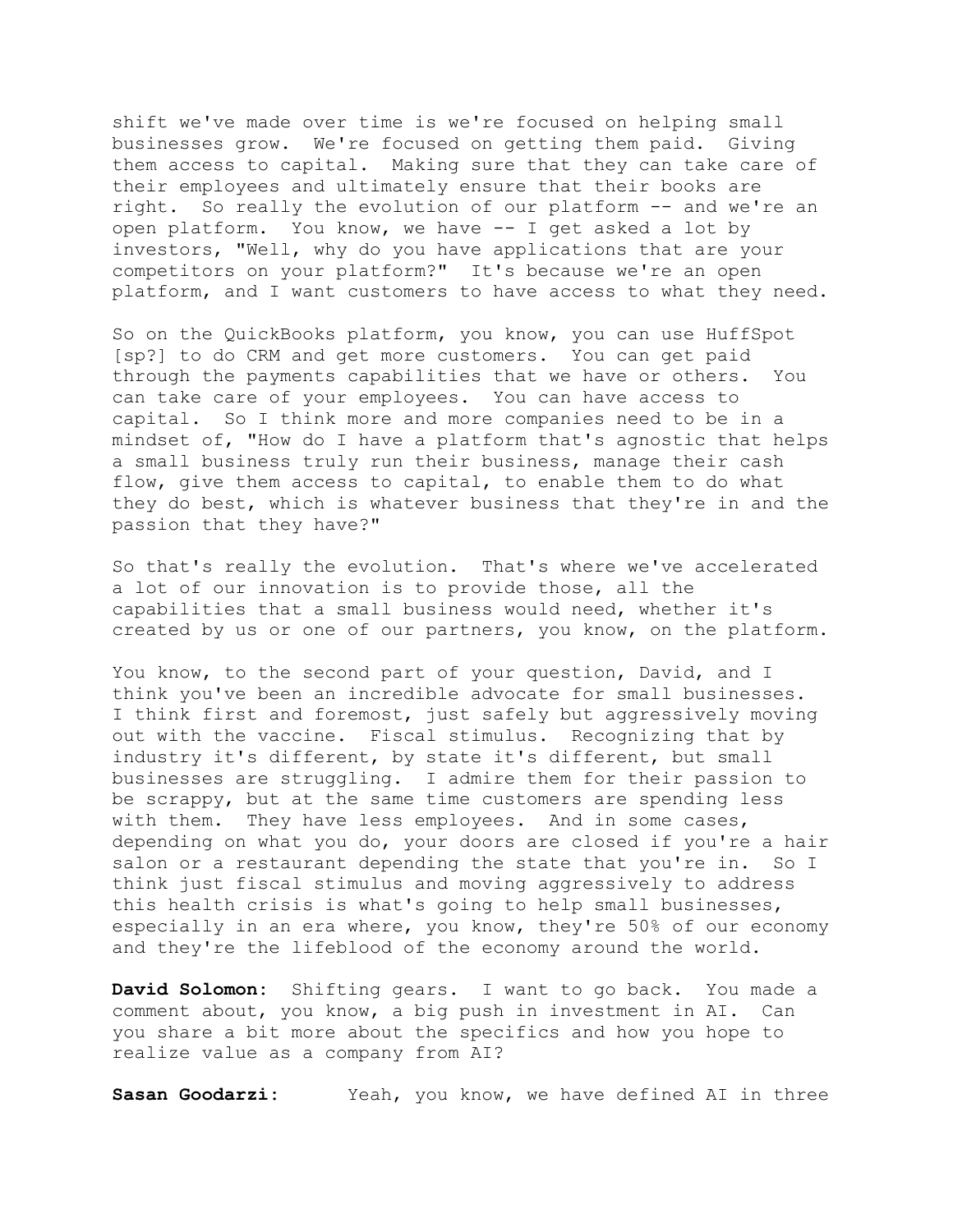shift we've made over time is we're focused on helping small businesses grow. We're focused on getting them paid. Giving them access to capital. Making sure that they can take care of their employees and ultimately ensure that their books are right. So really the evolution of our platform -- and we're an open platform. You know, we have -- I get asked a lot by investors, "Well, why do you have applications that are your competitors on your platform?" It's because we're an open platform, and I want customers to have access to what they need.

So on the QuickBooks platform, you know, you can use HuffSpot [sp?] to do CRM and get more customers. You can get paid through the payments capabilities that we have or others. You can take care of your employees. You can have access to capital. So I think more and more companies need to be in a mindset of, "How do I have a platform that's agnostic that helps a small business truly run their business, manage their cash flow, give them access to capital, to enable them to do what they do best, which is whatever business that they're in and the passion that they have?"

So that's really the evolution. That's where we've accelerated a lot of our innovation is to provide those, all the capabilities that a small business would need, whether it's created by us or one of our partners, you know, on the platform.

You know, to the second part of your question, David, and I think you've been an incredible advocate for small businesses. I think first and foremost, just safely but aggressively moving out with the vaccine. Fiscal stimulus. Recognizing that by industry it's different, by state it's different, but small businesses are struggling. I admire them for their passion to be scrappy, but at the same time customers are spending less with them. They have less employees. And in some cases, depending on what you do, your doors are closed if you're a hair salon or a restaurant depending the state that you're in. So I think just fiscal stimulus and moving aggressively to address this health crisis is what's going to help small businesses, especially in an era where, you know, they're 50% of our economy and they're the lifeblood of the economy around the world.

**David Solomon:** Shifting gears. I want to go back. You made a comment about, you know, a big push in investment in AI. Can you share a bit more about the specifics and how you hope to realize value as a company from AI?

**Sasan Goodarzi:** Yeah, you know, we have defined AI in three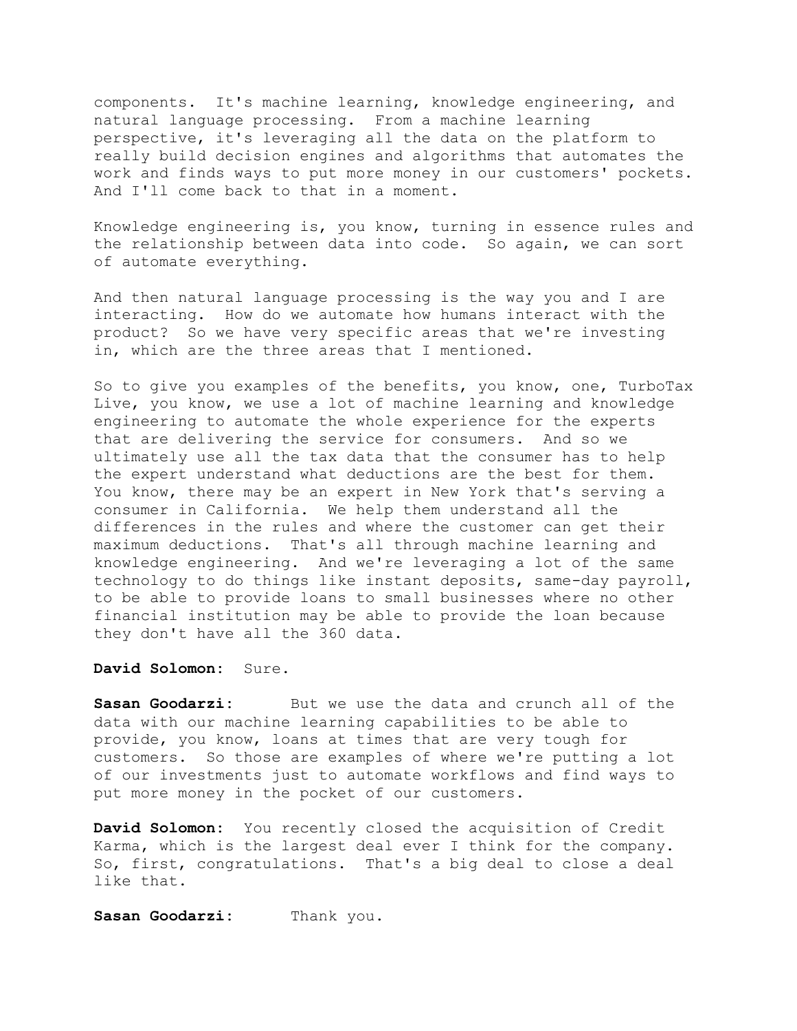components. It's machine learning, knowledge engineering, and natural language processing. From a machine learning perspective, it's leveraging all the data on the platform to really build decision engines and algorithms that automates the work and finds ways to put more money in our customers' pockets. And I'll come back to that in a moment.

Knowledge engineering is, you know, turning in essence rules and the relationship between data into code. So again, we can sort of automate everything.

And then natural language processing is the way you and I are interacting. How do we automate how humans interact with the product? So we have very specific areas that we're investing in, which are the three areas that I mentioned.

So to give you examples of the benefits, you know, one, TurboTax Live, you know, we use a lot of machine learning and knowledge engineering to automate the whole experience for the experts that are delivering the service for consumers. And so we ultimately use all the tax data that the consumer has to help the expert understand what deductions are the best for them. You know, there may be an expert in New York that's serving a consumer in California. We help them understand all the differences in the rules and where the customer can get their maximum deductions. That's all through machine learning and knowledge engineering. And we're leveraging a lot of the same technology to do things like instant deposits, same-day payroll, to be able to provide loans to small businesses where no other financial institution may be able to provide the loan because they don't have all the 360 data.

**David Solomon:** Sure.

**Sasan Goodarzi:** But we use the data and crunch all of the data with our machine learning capabilities to be able to provide, you know, loans at times that are very tough for customers. So those are examples of where we're putting a lot of our investments just to automate workflows and find ways to put more money in the pocket of our customers.

**David Solomon:** You recently closed the acquisition of Credit Karma, which is the largest deal ever I think for the company. So, first, congratulations. That's a big deal to close a deal like that.

**Sasan Goodarzi:** Thank you.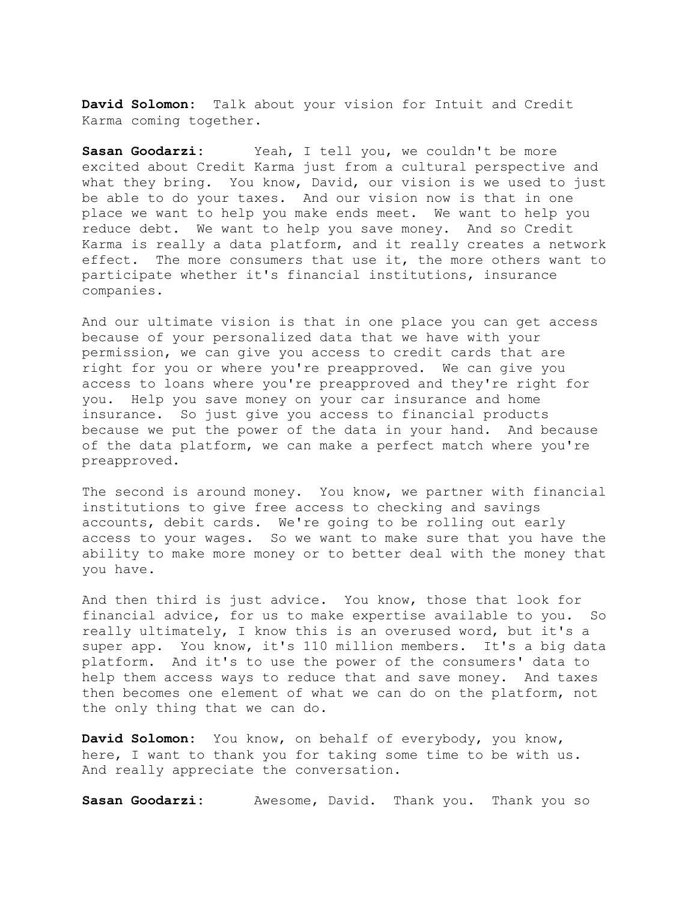**David Solomon:** Talk about your vision for Intuit and Credit Karma coming together.

**Sasan Goodarzi:** Yeah, I tell you, we couldn't be more excited about Credit Karma just from a cultural perspective and what they bring. You know, David, our vision is we used to just be able to do your taxes. And our vision now is that in one place we want to help you make ends meet. We want to help you reduce debt. We want to help you save money. And so Credit Karma is really a data platform, and it really creates a network effect. The more consumers that use it, the more others want to participate whether it's financial institutions, insurance companies.

And our ultimate vision is that in one place you can get access because of your personalized data that we have with your permission, we can give you access to credit cards that are right for you or where you're preapproved. We can give you access to loans where you're preapproved and they're right for you. Help you save money on your car insurance and home insurance. So just give you access to financial products because we put the power of the data in your hand. And because of the data platform, we can make a perfect match where you're preapproved.

The second is around money. You know, we partner with financial institutions to give free access to checking and savings accounts, debit cards. We're going to be rolling out early access to your wages. So we want to make sure that you have the ability to make more money or to better deal with the money that you have.

And then third is just advice. You know, those that look for financial advice, for us to make expertise available to you. So really ultimately, I know this is an overused word, but it's a super app. You know, it's 110 million members. It's a big data platform. And it's to use the power of the consumers' data to help them access ways to reduce that and save money. And taxes then becomes one element of what we can do on the platform, not the only thing that we can do.

**David Solomon:** You know, on behalf of everybody, you know, here, I want to thank you for taking some time to be with us. And really appreciate the conversation.

**Sasan Goodarzi:** Awesome, David. Thank you. Thank you so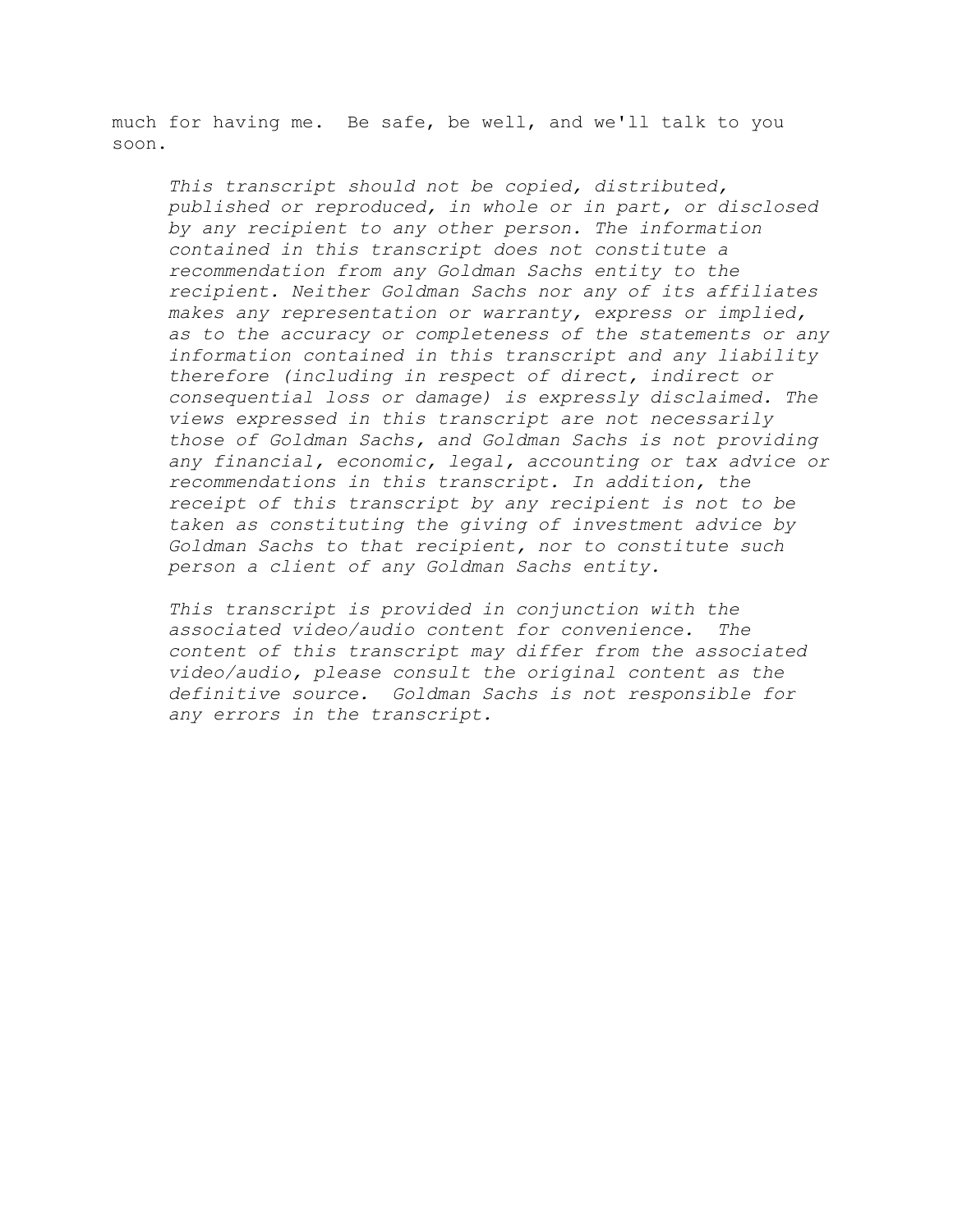much for having me.  Be safe, be well, and we'll talk to you soon.

*This transcript should not be copied, distributed, published or reproduced, in whole or in part, or disclosed by any recipient to any other person. The information contained in this transcript does not constitute a recommendation from any Goldman Sachs entity to the recipient. Neither Goldman Sachs nor any of its affiliates makes any representation or warranty, express or implied, as to the accuracy or completeness of the statements or any information contained in this transcript and any liability therefore (including in respect of direct, indirect or consequential loss or damage) is expressly disclaimed. The views expressed in this transcript are not necessarily those of Goldman Sachs, and Goldman Sachs is not providing any financial, economic, legal, accounting or tax advice or recommendations in this transcript. In addition, the receipt of this transcript by any recipient is not to be taken as constituting the giving of investment advice by Goldman Sachs to that recipient, nor to constitute such person a client of any Goldman Sachs entity.*

*This transcript is provided in conjunction with the associated video/audio content for convenience.  The content of this transcript may differ from the associated video/audio, please consult the original content as the definitive source.  Goldman Sachs is not responsible for any errors in the transcript.*